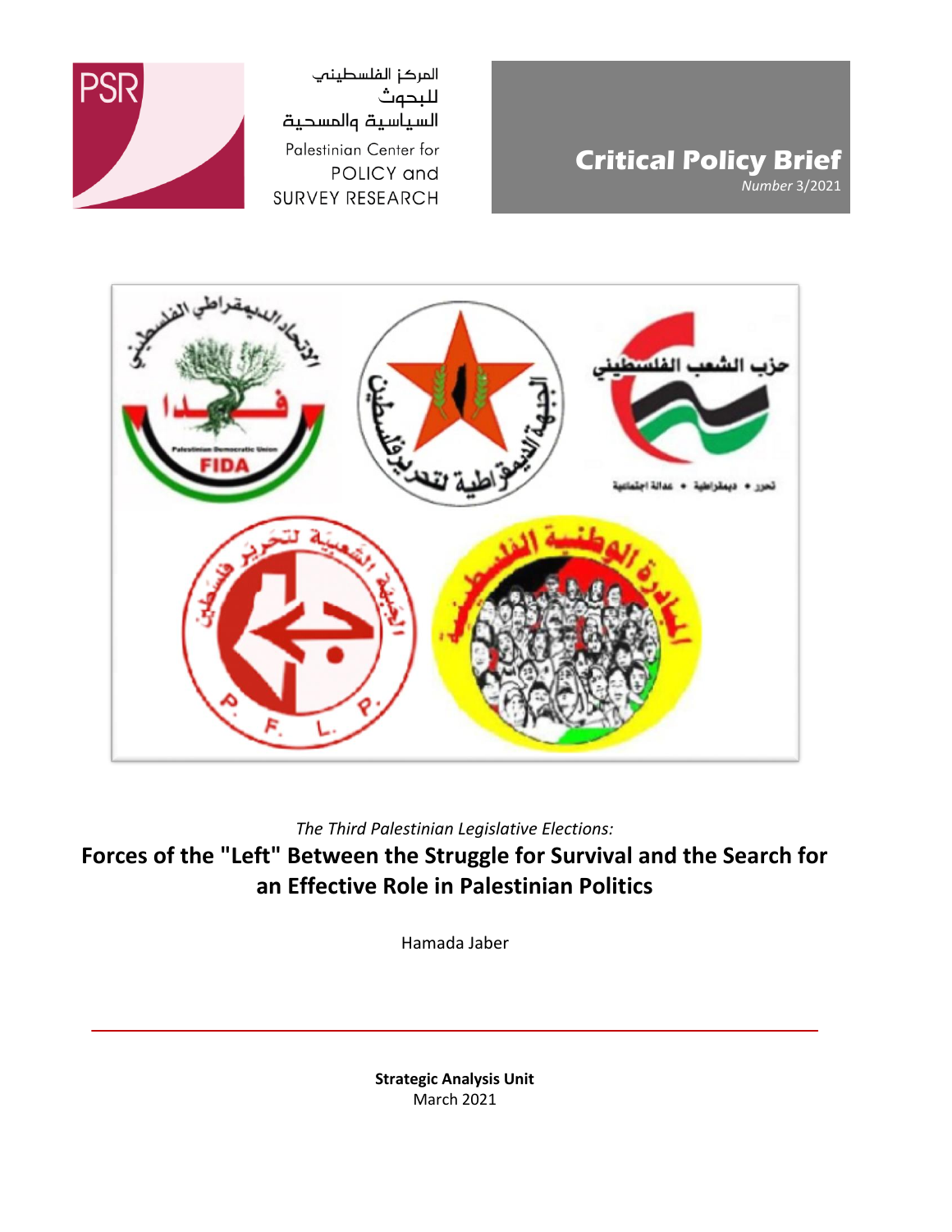المركز الفلسطيني للبحوث السياسية والمسحية

Palestinian Center for POLICY and SURVEY RESEARCH

**Critical Policy Brief**

*Number* 3/2021

*The Third Palestinian Legislative Elections:*

# Forces of the "Left" Between the Struggle for Survival and the Search for an Effective Role in Palestinian Politics

Hamada Jaber

**Strategic Analysis Unit**

March 2021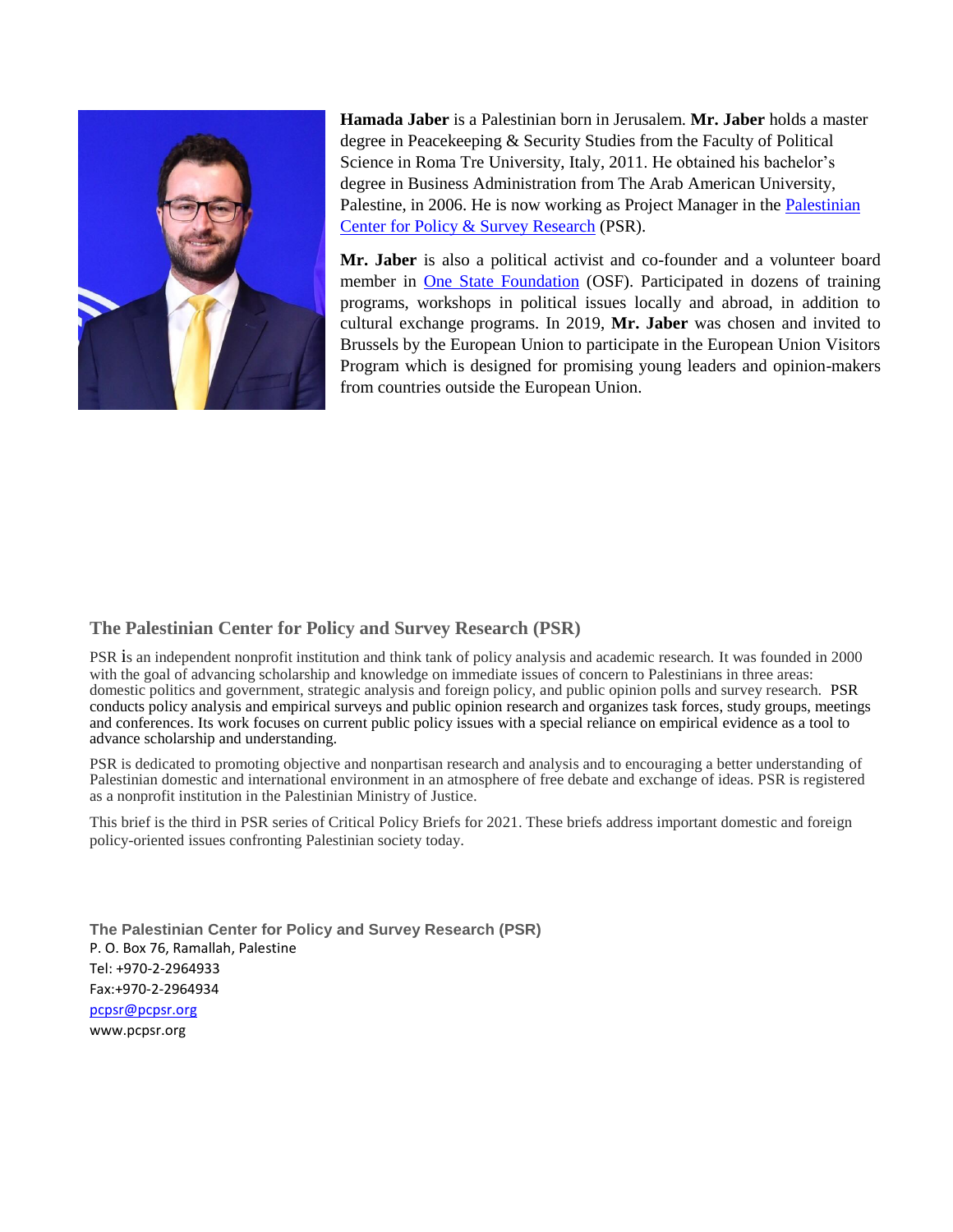**Hamada Jaber** is a Palestinian born in Jerusalem. **Mr. Jaber** holds a master degree in Peacekeeping & Security Studies from the Faculty of Political Science in Roma Tre University, Italy, 2011. He obtained his bachelor's degree in Business Administration from The Arab American University, Palestine, in 2006. He is now working as Project Manager in the Palestinian Center for Policy & Survey Research (PSR).

**Mr. Jaber** is also a political activist and co-founder and a volunteer board member in One State Foundation (OSF). Participated in dozens of training programs, workshops in political issues locally and abroad, in addition to cultural exchange programs. In 2019, **Mr. Jaber** was chosen and invited to Brussels by the European Union to participate in the European Union Visitors Program which is designed for promising young leaders and opinion-makers from countries outside the European Union.

## The Palestinian Center for Policy and Survey Research (PSR)

PSR is an independent nonprofit institution and think tank of policy analysis and academic research. It was founded in 2000 with the goal of advancing scholarship and knowledge on immediate issues of concern to Palestinians in three areas: domestic politics and government, strategic analysis and foreign policy, and public opinion polls and survey research. PSR conducts policy analysis and empirical surveys and public opinion research and organizes task forces, study groups, meetings and conferences. Its work focuses on current public policy issues with a special reliance on empirical evidence as a tool to advance scholarship and understanding.

PSR is dedicated to promoting objective and nonpartisan research and analysis and to encouraging a better understanding of Palestinian domestic and international environment in an atmosphere of free debate and exchange of ideas. PSR is registered as a nonprofit institution in the Palestinian Ministry of Justice.

This brief is the third in PSR series of Critical Policy Briefs for 2021. These briefs address important domestic and foreign policy-oriented issues confronting Palestinian society today.

**The Palestinian Center for Policy and Survey Research (PSR)**
P. O. Box 76, Ramallah, Palestine
Tel: +970-2-2964933
Fax:+970-2-2964934
pcpsr@pcpsr.org
www.pcpsr.org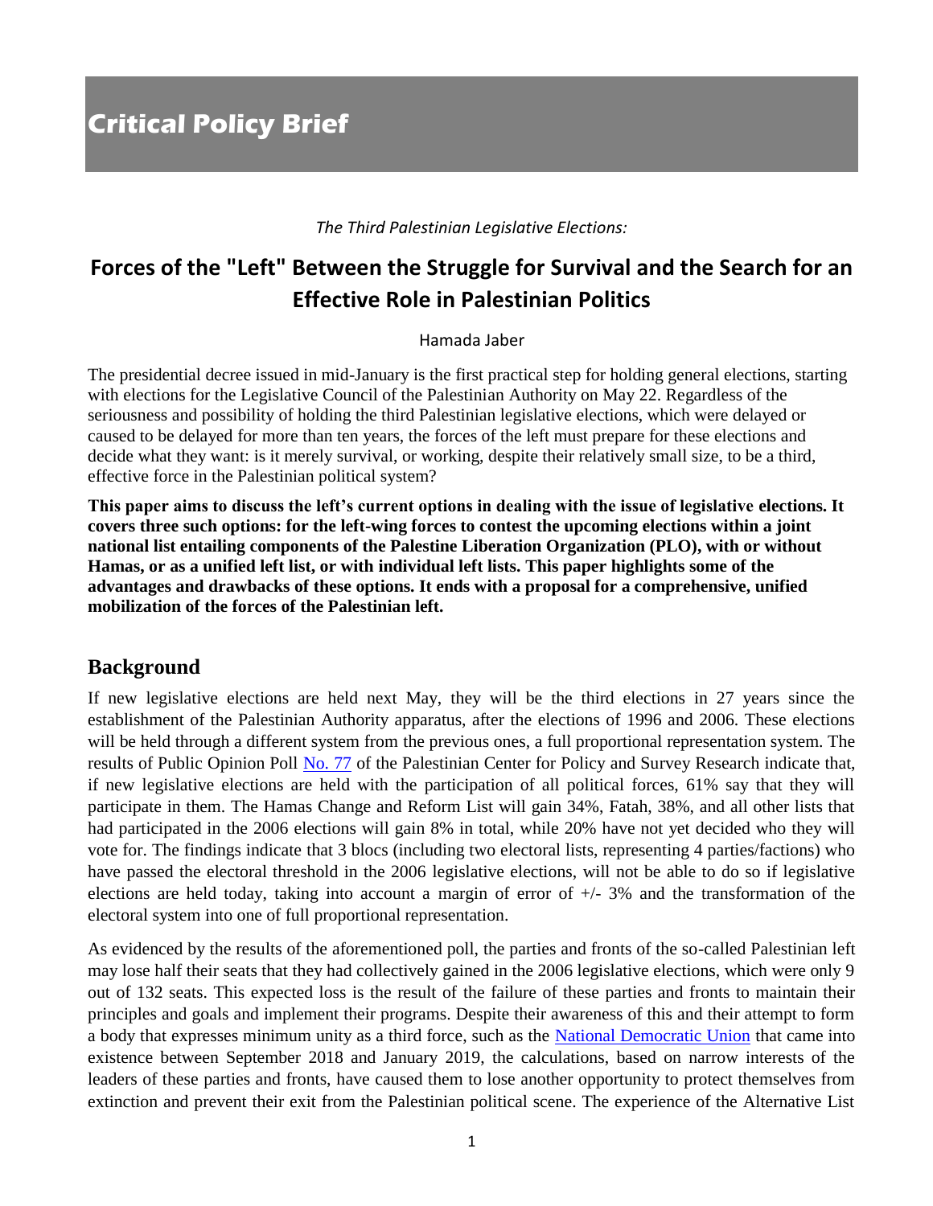# Critical Policy Brief

*The Third Palestinian Legislative Elections:*

## Forces of the "Left" Between the Struggle for Survival and the Search for an Effective Role in Palestinian Politics

Hamada Jaber

The presidential decree issued in mid-January is the first practical step for holding general elections, starting with elections for the Legislative Council of the Palestinian Authority on May 22. Regardless of the seriousness and possibility of holding the third Palestinian legislative elections, which were delayed or caused to be delayed for more than ten years, the forces of the left must prepare for these elections and decide what they want: is it merely survival, or working, despite their relatively small size, to be a third, effective force in the Palestinian political system?

**This paper aims to discuss the left's current options in dealing with the issue of legislative elections. It covers three such options: for the left-wing forces to contest the upcoming elections within a joint national list entailing components of the Palestine Liberation Organization (PLO), with or without Hamas, or as a unified left list, or with individual left lists. This paper highlights some of the advantages and drawbacks of these options. It ends with a proposal for a comprehensive, unified mobilization of the forces of the Palestinian left.**

## Background

If new legislative elections are held next May, they will be the third elections in 27 years since the establishment of the Palestinian Authority apparatus, after the elections of 1996 and 2006. These elections will be held through a different system from the previous ones, a full proportional representation system. The results of Public Opinion Poll No. 77 of the Palestinian Center for Policy and Survey Research indicate that, if new legislative elections are held with the participation of all political forces, 61% say that they will participate in them. The Hamas Change and Reform List will gain 34%, Fatah, 38%, and all other lists that had participated in the 2006 elections will gain 8% in total, while 20% have not yet decided who they will vote for. The findings indicate that 3 blocs (including two electoral lists, representing 4 parties/factions) who have passed the electoral threshold in the 2006 legislative elections, will not be able to do so if legislative elections are held today, taking into account a margin of error of +/- 3% and the transformation of the electoral system into one of full proportional representation.

As evidenced by the results of the aforementioned poll, the parties and fronts of the so-called Palestinian left may lose half their seats that they had collectively gained in the 2006 legislative elections, which were only 9 out of 132 seats. This expected loss is the result of the failure of these parties and fronts to maintain their principles and goals and implement their programs. Despite their awareness of this and their attempt to form a body that expresses minimum unity as a third force, such as the National Democratic Union that came into existence between September 2018 and January 2019, the calculations, based on narrow interests of the leaders of these parties and fronts, have caused them to lose another opportunity to protect themselves from extinction and prevent their exit from the Palestinian political scene. The experience of the Alternative List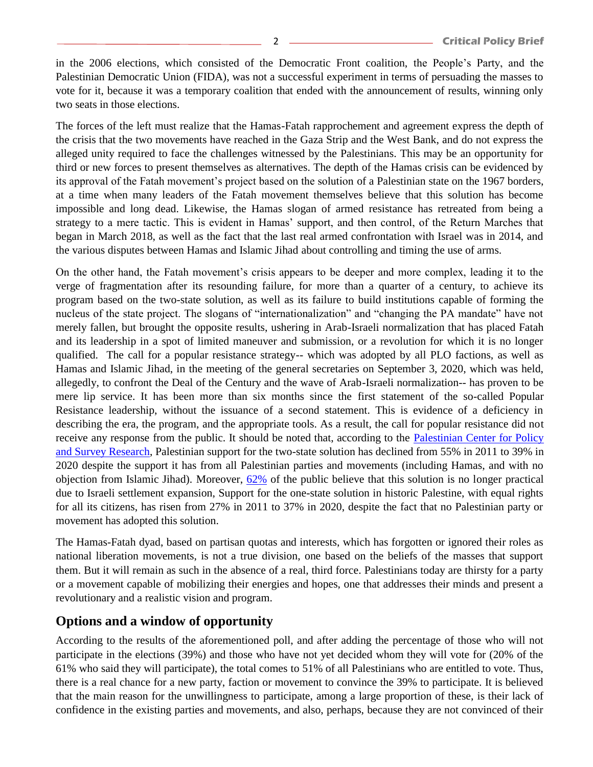in the 2006 elections, which consisted of the Democratic Front coalition, the People's Party, and the Palestinian Democratic Union (FIDA), was not a successful experiment in terms of persuading the masses to vote for it, because it was a temporary coalition that ended with the announcement of results, winning only two seats in those elections.

The forces of the left must realize that the Hamas-Fatah rapprochement and agreement express the depth of the crisis that the two movements have reached in the Gaza Strip and the West Bank, and do not express the alleged unity required to face the challenges witnessed by the Palestinians. This may be an opportunity for third or new forces to present themselves as alternatives. The depth of the Hamas crisis can be evidenced by its approval of the Fatah movement's project based on the solution of a Palestinian state on the 1967 borders, at a time when many leaders of the Fatah movement themselves believe that this solution has become impossible and long dead. Likewise, the Hamas slogan of armed resistance has retreated from being a strategy to a mere tactic. This is evident in Hamas' support, and then control, of the Return Marches that began in March 2018, as well as the fact that the last real armed confrontation with Israel was in 2014, and the various disputes between Hamas and Islamic Jihad about controlling and timing the use of arms.

On the other hand, the Fatah movement's crisis appears to be deeper and more complex, leading it to the verge of fragmentation after its resounding failure, for more than a quarter of a century, to achieve its program based on the two-state solution, as well as its failure to build institutions capable of forming the nucleus of the state project. The slogans of "internationalization" and "changing the PA mandate" have not merely fallen, but brought the opposite results, ushering in Arab-Israeli normalization that has placed Fatah and its leadership in a spot of limited maneuver and submission, or a revolution for which it is no longer qualified. The call for a popular resistance strategy-- which was adopted by all PLO factions, as well as Hamas and Islamic Jihad, in the meeting of the general secretaries on September 3, 2020, which was held, allegedly, to confront the Deal of the Century and the wave of Arab-Israeli normalization-- has proven to be mere lip service. It has been more than six months since the first statement of the so-called Popular Resistance leadership, without the issuance of a second statement. This is evidence of a deficiency in describing the era, the program, and the appropriate tools. As a result, the call for popular resistance did not receive any response from the public. It should be noted that, according to the Palestinian Center for Policy and Survey Research, Palestinian support for the two-state solution has declined from 55% in 2011 to 39% in 2020 despite the support it has from all Palestinian parties and movements (including Hamas, and with no objection from Islamic Jihad). Moreover, 62% of the public believe that this solution is no longer practical due to Israeli settlement expansion, Support for the one-state solution in historic Palestine, with equal rights for all its citizens, has risen from 27% in 2011 to 37% in 2020, despite the fact that no Palestinian party or movement has adopted this solution.

The Hamas-Fatah dyad, based on partisan quotas and interests, which has forgotten or ignored their roles as national liberation movements, is not a true division, one based on the beliefs of the masses that support them. But it will remain as such in the absence of a real, third force. Palestinians today are thirsty for a party or a movement capable of mobilizing their energies and hopes, one that addresses their minds and present a revolutionary and a realistic vision and program.

## Options and a window of opportunity

According to the results of the aforementioned poll, and after adding the percentage of those who will not participate in the elections (39%) and those who have not yet decided whom they will vote for (20% of the 61% who said they will participate), the total comes to 51% of all Palestinians who are entitled to vote. Thus, there is a real chance for a new party, faction or movement to convince the 39% to participate. It is believed that the main reason for the unwillingness to participate, among a large proportion of these, is their lack of confidence in the existing parties and movements, and also, perhaps, because they are not convinced of their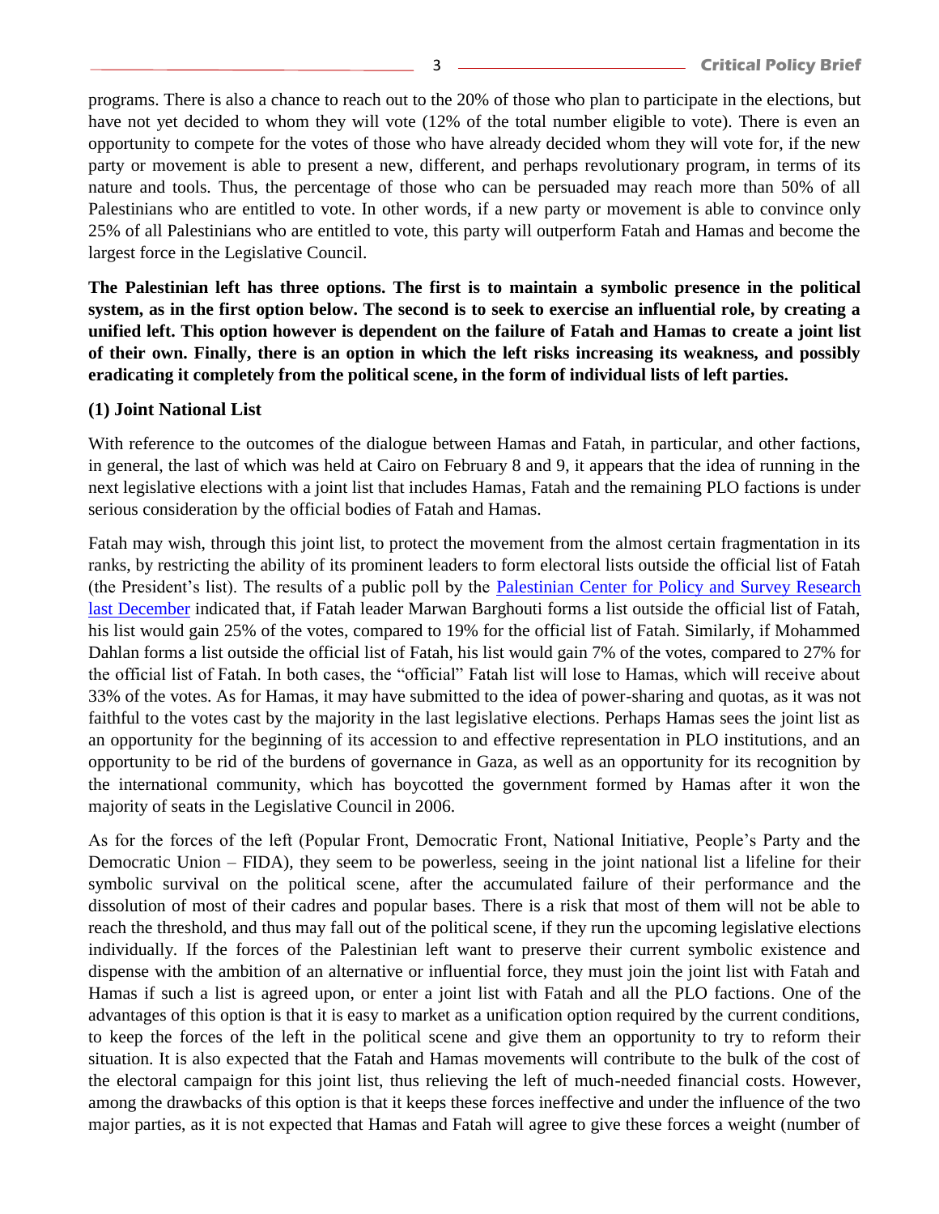programs. There is also a chance to reach out to the 20% of those who plan to participate in the elections, but have not yet decided to whom they will vote (12% of the total number eligible to vote). There is even an opportunity to compete for the votes of those who have already decided whom they will vote for, if the new party or movement is able to present a new, different, and perhaps revolutionary program, in terms of its nature and tools. Thus, the percentage of those who can be persuaded may reach more than 50% of all Palestinians who are entitled to vote. In other words, if a new party or movement is able to convince only 25% of all Palestinians who are entitled to vote, this party will outperform Fatah and Hamas and become the largest force in the Legislative Council.

**The Palestinian left has three options. The first is to maintain a symbolic presence in the political system, as in the first option below. The second is to seek to exercise an influential role, by creating a unified left. This option however is dependent on the failure of Fatah and Hamas to create a joint list of their own. Finally, there is an option in which the left risks increasing its weakness, and possibly eradicating it completely from the political scene, in the form of individual lists of left parties.**

### (1) Joint National List

With reference to the outcomes of the dialogue between Hamas and Fatah, in particular, and other factions, in general, the last of which was held at Cairo on February 8 and 9, it appears that the idea of running in the next legislative elections with a joint list that includes Hamas, Fatah and the remaining PLO factions is under serious consideration by the official bodies of Fatah and Hamas.

Fatah may wish, through this joint list, to protect the movement from the almost certain fragmentation in its ranks, by restricting the ability of its prominent leaders to form electoral lists outside the official list of Fatah (the President's list). The results of a public poll by the Palestinian Center for Policy and Survey Research last December indicated that, if Fatah leader Marwan Barghouti forms a list outside the official list of Fatah, his list would gain 25% of the votes, compared to 19% for the official list of Fatah. Similarly, if Mohammed Dahlan forms a list outside the official list of Fatah, his list would gain 7% of the votes, compared to 27% for the official list of Fatah. In both cases, the "official" Fatah list will lose to Hamas, which will receive about 33% of the votes. As for Hamas, it may have submitted to the idea of power-sharing and quotas, as it was not faithful to the votes cast by the majority in the last legislative elections. Perhaps Hamas sees the joint list as an opportunity for the beginning of its accession to and effective representation in PLO institutions, and an opportunity to be rid of the burdens of governance in Gaza, as well as an opportunity for its recognition by the international community, which has boycotted the government formed by Hamas after it won the majority of seats in the Legislative Council in 2006.

As for the forces of the left (Popular Front, Democratic Front, National Initiative, People's Party and the Democratic Union – FIDA), they seem to be powerless, seeing in the joint national list a lifeline for their symbolic survival on the political scene, after the accumulated failure of their performance and the dissolution of most of their cadres and popular bases. There is a risk that most of them will not be able to reach the threshold, and thus may fall out of the political scene, if they run the upcoming legislative elections individually. If the forces of the Palestinian left want to preserve their current symbolic existence and dispense with the ambition of an alternative or influential force, they must join the joint list with Fatah and Hamas if such a list is agreed upon, or enter a joint list with Fatah and all the PLO factions. One of the advantages of this option is that it is easy to market as a unification option required by the current conditions, to keep the forces of the left in the political scene and give them an opportunity to try to reform their situation. It is also expected that the Fatah and Hamas movements will contribute to the bulk of the cost of the electoral campaign for this joint list, thus relieving the left of much-needed financial costs. However, among the drawbacks of this option is that it keeps these forces ineffective and under the influence of the two major parties, as it is not expected that Hamas and Fatah will agree to give these forces a weight (number of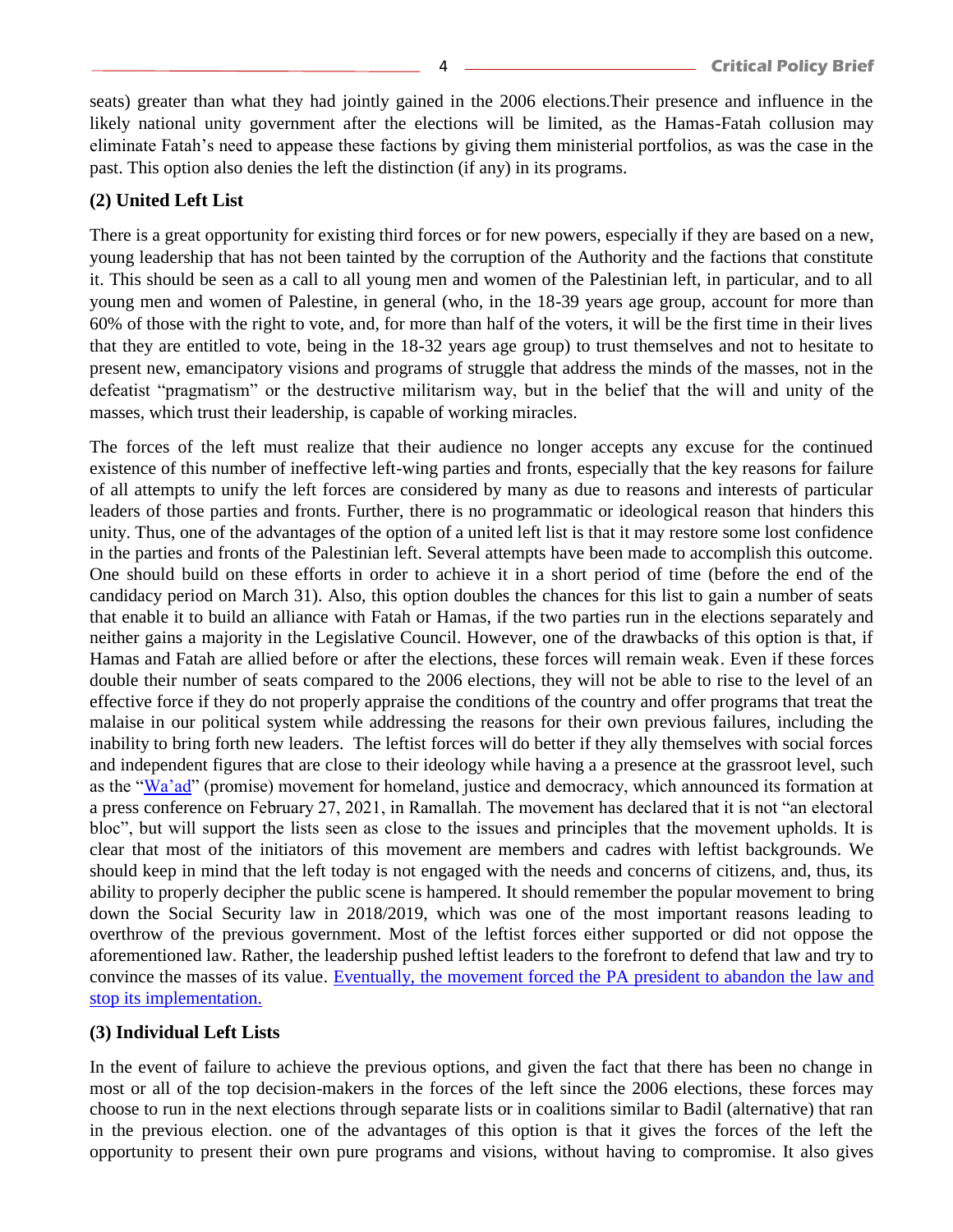seats) greater than what they had jointly gained in the 2006 elections.Their presence and influence in the likely national unity government after the elections will be limited, as the Hamas-Fatah collusion may eliminate Fatah's need to appease these factions by giving them ministerial portfolios, as was the case in the past. This option also denies the left the distinction (if any) in its programs.

**(2) United Left List**

There is a great opportunity for existing third forces or for new powers, especially if they are based on a new, young leadership that has not been tainted by the corruption of the Authority and the factions that constitute it. This should be seen as a call to all young men and women of the Palestinian left, in particular, and to all young men and women of Palestine, in general (who, in the 18-39 years age group, account for more than 60% of those with the right to vote, and, for more than half of the voters, it will be the first time in their lives that they are entitled to vote, being in the 18-32 years age group) to trust themselves and not to hesitate to present new, emancipatory visions and programs of struggle that address the minds of the masses, not in the defeatist "pragmatism" or the destructive militarism way, but in the belief that the will and unity of the masses, which trust their leadership, is capable of working miracles.

The forces of the left must realize that their audience no longer accepts any excuse for the continued existence of this number of ineffective left-wing parties and fronts, especially that the key reasons for failure of all attempts to unify the left forces are considered by many as due to reasons and interests of particular leaders of those parties and fronts. Further, there is no programmatic or ideological reason that hinders this unity. Thus, one of the advantages of the option of a united left list is that it may restore some lost confidence in the parties and fronts of the Palestinian left. Several attempts have been made to accomplish this outcome. One should build on these efforts in order to achieve it in a short period of time (before the end of the candidacy period on March 31). Also, this option doubles the chances for this list to gain a number of seats that enable it to build an alliance with Fatah or Hamas, if the two parties run in the elections separately and neither gains a majority in the Legislative Council. However, one of the drawbacks of this option is that, if Hamas and Fatah are allied before or after the elections, these forces will remain weak. Even if these forces double their number of seats compared to the 2006 elections, they will not be able to rise to the level of an effective force if they do not properly appraise the conditions of the country and offer programs that treat the malaise in our political system while addressing the reasons for their own previous failures, including the inability to bring forth new leaders. The leftist forces will do better if they ally themselves with social forces and independent figures that are close to their ideology while having a a presence at the grassroot level, such as the "Wa'ad" (promise) movement for homeland, justice and democracy, which announced its formation at a press conference on February 27, 2021, in Ramallah. The movement has declared that it is not "an electoral bloc", but will support the lists seen as close to the issues and principles that the movement upholds. It is clear that most of the initiators of this movement are members and cadres with leftist backgrounds. We should keep in mind that the left today is not engaged with the needs and concerns of citizens, and, thus, its ability to properly decipher the public scene is hampered. It should remember the popular movement to bring down the Social Security law in 2018/2019, which was one of the most important reasons leading to overthrow of the previous government. Most of the leftist forces either supported or did not oppose the aforementioned law. Rather, the leadership pushed leftist leaders to the forefront to defend that law and try to convince the masses of its value. Eventually, the movement forced the PA president to abandon the law and stop its implementation.

**(3) Individual Left Lists**

In the event of failure to achieve the previous options, and given the fact that there has been no change in most or all of the top decision-makers in the forces of the left since the 2006 elections, these forces may choose to run in the next elections through separate lists or in coalitions similar to Badil (alternative) that ran in the previous election. one of the advantages of this option is that it gives the forces of the left the opportunity to present their own pure programs and visions, without having to compromise. It also gives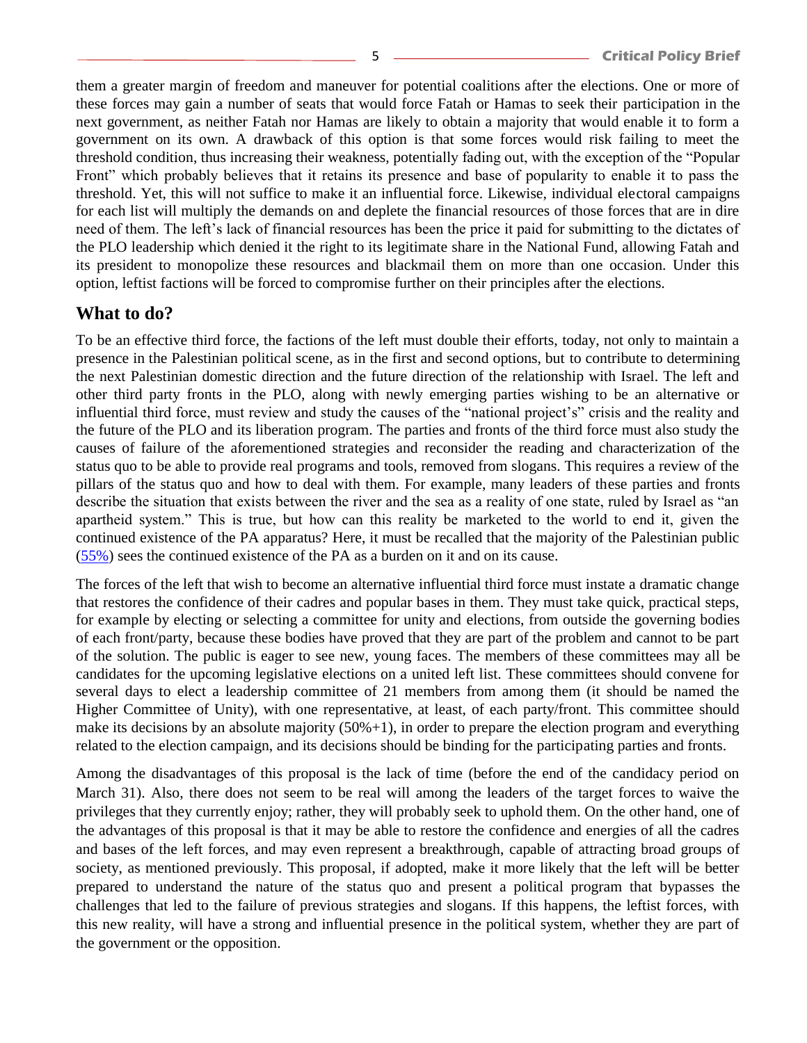them a greater margin of freedom and maneuver for potential coalitions after the elections. One or more of these forces may gain a number of seats that would force Fatah or Hamas to seek their participation in the next government, as neither Fatah nor Hamas are likely to obtain a majority that would enable it to form a government on its own. A drawback of this option is that some forces would risk failing to meet the threshold condition, thus increasing their weakness, potentially fading out, with the exception of the "Popular Front" which probably believes that it retains its presence and base of popularity to enable it to pass the threshold. Yet, this will not suffice to make it an influential force. Likewise, individual electoral campaigns for each list will multiply the demands on and deplete the financial resources of those forces that are in dire need of them. The left's lack of financial resources has been the price it paid for submitting to the dictates of the PLO leadership which denied it the right to its legitimate share in the National Fund, allowing Fatah and its president to monopolize these resources and blackmail them on more than one occasion. Under this option, leftist factions will be forced to compromise further on their principles after the elections.

## What to do?

To be an effective third force, the factions of the left must double their efforts, today, not only to maintain a presence in the Palestinian political scene, as in the first and second options, but to contribute to determining the next Palestinian domestic direction and the future direction of the relationship with Israel. The left and other third party fronts in the PLO, along with newly emerging parties wishing to be an alternative or influential third force, must review and study the causes of the "national project's" crisis and the reality and the future of the PLO and its liberation program. The parties and fronts of the third force must also study the causes of failure of the aforementioned strategies and reconsider the reading and characterization of the status quo to be able to provide real programs and tools, removed from slogans. This requires a review of the pillars of the status quo and how to deal with them. For example, many leaders of these parties and fronts describe the situation that exists between the river and the sea as a reality of one state, ruled by Israel as "an apartheid system." This is true, but how can this reality be marketed to the world to end it, given the continued existence of the PA apparatus? Here, it must be recalled that the majority of the Palestinian public (55%) sees the continued existence of the PA as a burden on it and on its cause.

The forces of the left that wish to become an alternative influential third force must instate a dramatic change that restores the confidence of their cadres and popular bases in them. They must take quick, practical steps, for example by electing or selecting a committee for unity and elections, from outside the governing bodies of each front/party, because these bodies have proved that they are part of the problem and cannot to be part of the solution. The public is eager to see new, young faces. The members of these committees may all be candidates for the upcoming legislative elections on a united left list. These committees should convene for several days to elect a leadership committee of 21 members from among them (it should be named the Higher Committee of Unity), with one representative, at least, of each party/front. This committee should make its decisions by an absolute majority (50%+1), in order to prepare the election program and everything related to the election campaign, and its decisions should be binding for the participating parties and fronts.

Among the disadvantages of this proposal is the lack of time (before the end of the candidacy period on March 31). Also, there does not seem to be real will among the leaders of the target forces to waive the privileges that they currently enjoy; rather, they will probably seek to uphold them. On the other hand, one of the advantages of this proposal is that it may be able to restore the confidence and energies of all the cadres and bases of the left forces, and may even represent a breakthrough, capable of attracting broad groups of society, as mentioned previously. This proposal, if adopted, make it more likely that the left will be better prepared to understand the nature of the status quo and present a political program that bypasses the challenges that led to the failure of previous strategies and slogans. If this happens, the leftist forces, with this new reality, will have a strong and influential presence in the political system, whether they are part of the government or the opposition.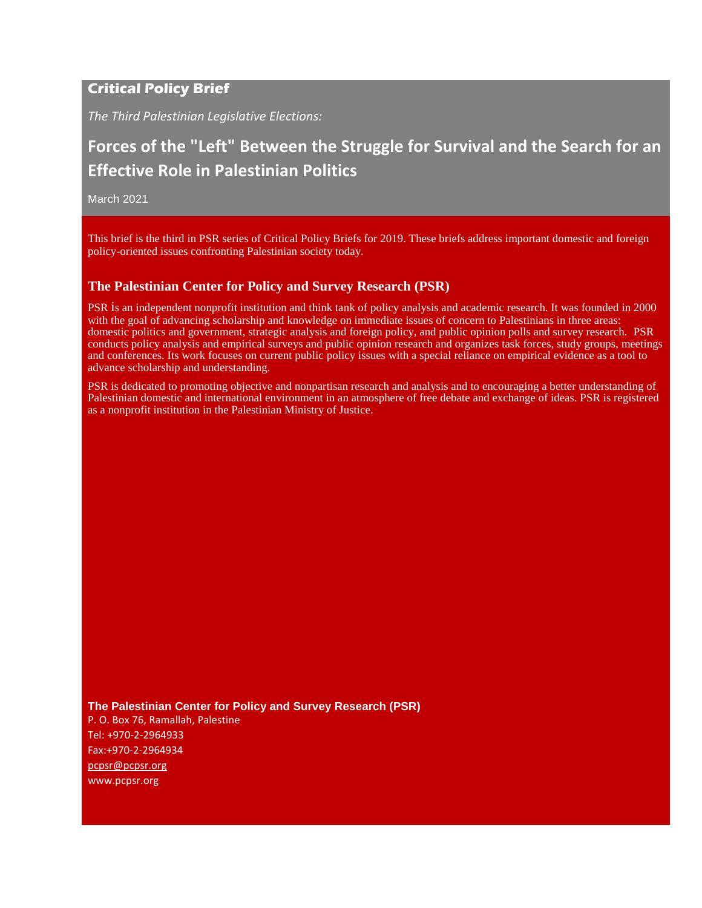**Critical Policy Brief**

*The Third Palestinian Legislative Elections:*

# Forces of the "Left" Between the Struggle for Survival and the Search for an Effective Role in Palestinian Politics

March 2021

This brief is the third in PSR series of Critical Policy Briefs for 2019. These briefs address important domestic and foreign policy-oriented issues confronting Palestinian society today.

## The Palestinian Center for Policy and Survey Research (PSR)

PSR is an independent nonprofit institution and think tank of policy analysis and academic research. It was founded in 2000 with the goal of advancing scholarship and knowledge on immediate issues of concern to Palestinians in three areas: domestic politics and government, strategic analysis and foreign policy, and public opinion polls and survey research. PSR conducts policy analysis and empirical surveys and public opinion research and organizes task forces, study groups, meetings and conferences. Its work focuses on current public policy issues with a special reliance on empirical evidence as a tool to advance scholarship and understanding.

PSR is dedicated to promoting objective and nonpartisan research and analysis and to encouraging a better understanding of Palestinian domestic and international environment in an atmosphere of free debate and exchange of ideas. PSR is registered as a nonprofit institution in the Palestinian Ministry of Justice.

**The Palestinian Center for Policy and Survey Research (PSR)**
P. O. Box 76, Ramallah, Palestine
Tel: +970-2-2964933
Fax:+970-2-2964934
pcpsr@pcpsr.org
www.pcpsr.org